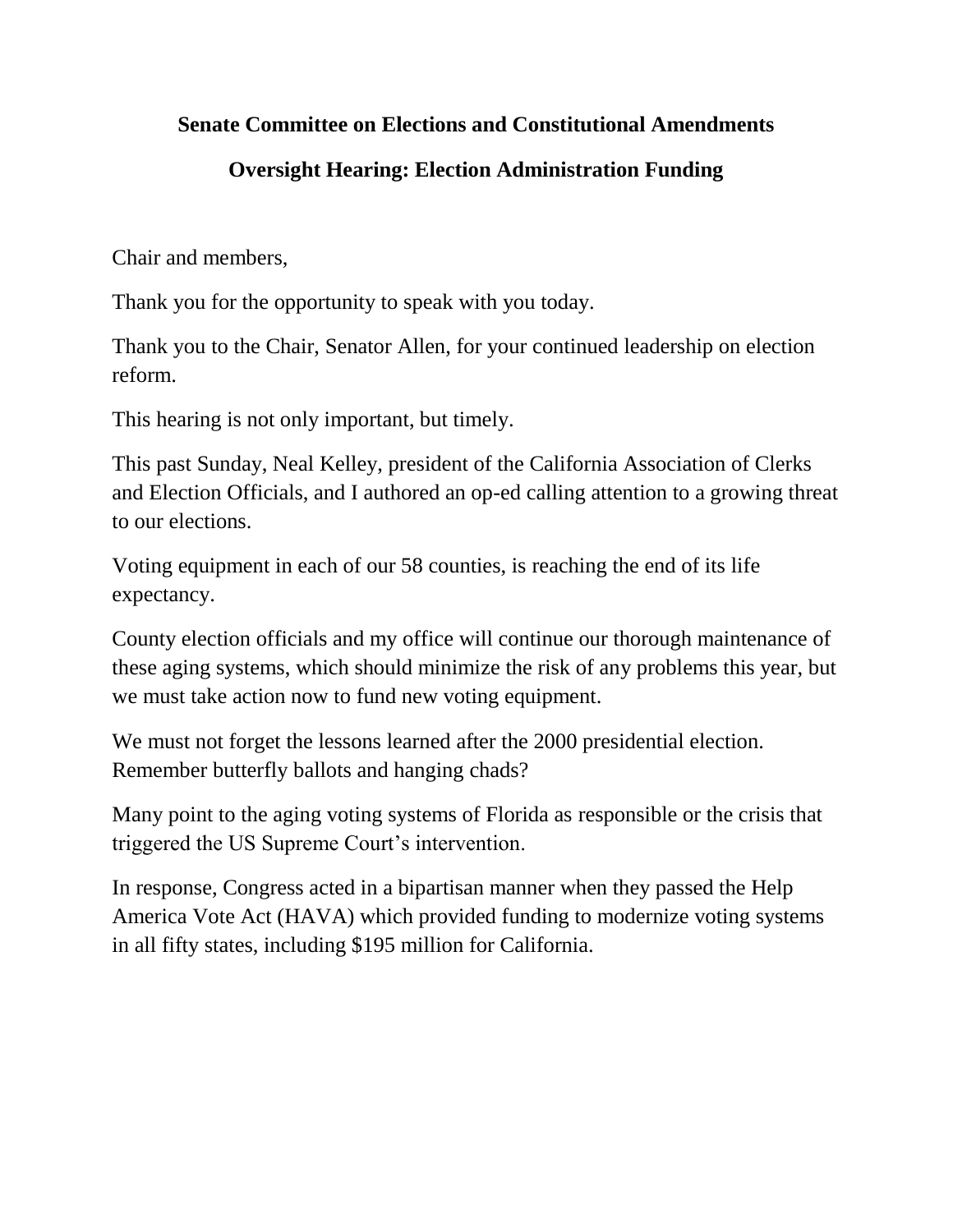**Senate Committee on Elections and Constitutional Amendments**

**Oversight Hearing: Election Administration Funding**

Chair and members,

Thank you for the opportunity to speak with you today.

Thank you to the Chair, Senator Allen, for your continued leadership on election reform.

This hearing is not only important, but timely.

This past Sunday, Neal Kelley, president of the California Association of Clerks and Election Officials, and I authored an op-ed calling attention to a growing threat to our elections.

Voting equipment in each of our 58 counties, is reaching the end of its life expectancy.

County election officials and my office will continue our thorough maintenance of these aging systems, which should minimize the risk of any problems this year, but we must take action now to fund new voting equipment.

We must not forget the lessons learned after the 2000 presidential election. Remember butterfly ballots and hanging chads?

Many point to the aging voting systems of Florida as responsible or the crisis that triggered the US Supreme Court's intervention.

In response, Congress acted in a bipartisan manner when they passed the Help America Vote Act (HAVA) which provided funding to modernize voting systems in all fifty states, including $195 million for California.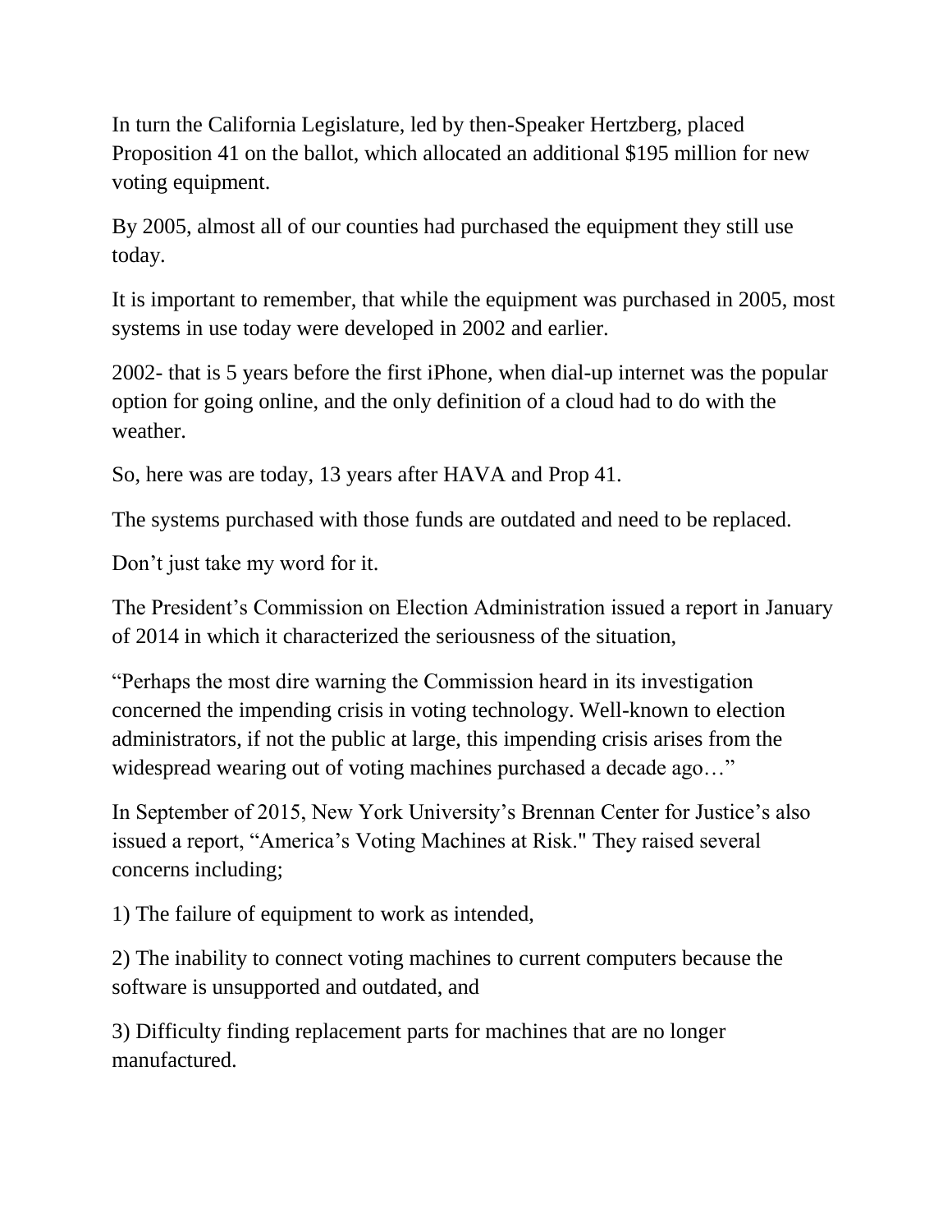In turn the California Legislature, led by then-Speaker Hertzberg, placed Proposition 41 on the ballot, which allocated an additional $195 million for new voting equipment.

By 2005, almost all of our counties had purchased the equipment they still use today.

It is important to remember, that while the equipment was purchased in 2005, most systems in use today were developed in 2002 and earlier.

2002- that is 5 years before the first iPhone, when dial-up internet was the popular option for going online, and the only definition of a cloud had to do with the weather.

So, here was are today, 13 years after HAVA and Prop 41.

The systems purchased with those funds are outdated and need to be replaced.

Don't just take my word for it.

The President's Commission on Election Administration issued a report in January of 2014 in which it characterized the seriousness of the situation,

"Perhaps the most dire warning the Commission heard in its investigation concerned the impending crisis in voting technology. Well-known to election administrators, if not the public at large, this impending crisis arises from the widespread wearing out of voting machines purchased a decade ago…"

In September of 2015, New York University's Brennan Center for Justice's also issued a report, "America's Voting Machines at Risk." They raised several concerns including;

1) The failure of equipment to work as intended,

2) The inability to connect voting machines to current computers because the software is unsupported and outdated, and

3) Difficulty finding replacement parts for machines that are no longer manufactured.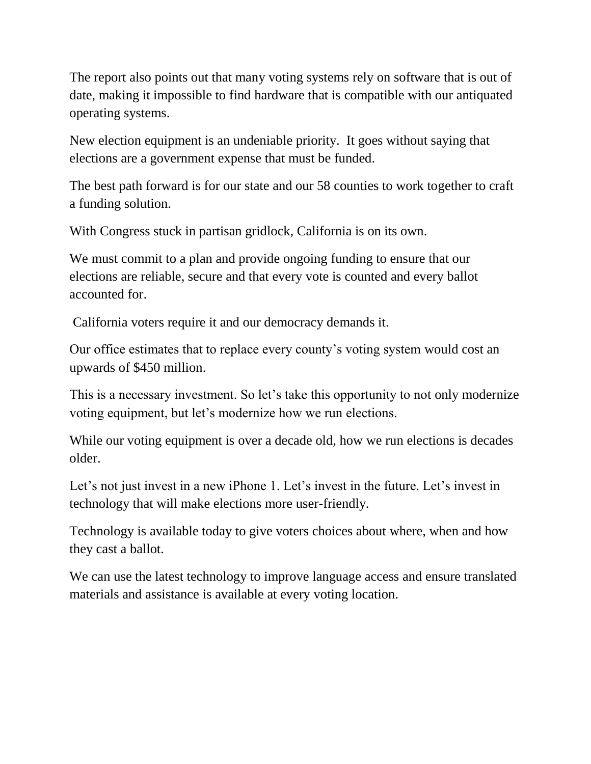The report also points out that many voting systems rely on software that is out of date, making it impossible to find hardware that is compatible with our antiquated operating systems.

New election equipment is an undeniable priority. It goes without saying that elections are a government expense that must be funded.

The best path forward is for our state and our 58 counties to work together to craft a funding solution.

With Congress stuck in partisan gridlock, California is on its own.

We must commit to a plan and provide ongoing funding to ensure that our elections are reliable, secure and that every vote is counted and every ballot accounted for.

California voters require it and our democracy demands it.

Our office estimates that to replace every county's voting system would cost an upwards of $450 million.

This is a necessary investment. So let's take this opportunity to not only modernize voting equipment, but let's modernize how we run elections.

While our voting equipment is over a decade old, how we run elections is decades older.

Let's not just invest in a new iPhone 1. Let's invest in the future. Let's invest in technology that will make elections more user-friendly.

Technology is available today to give voters choices about where, when and how they cast a ballot.

We can use the latest technology to improve language access and ensure translated materials and assistance is available at every voting location.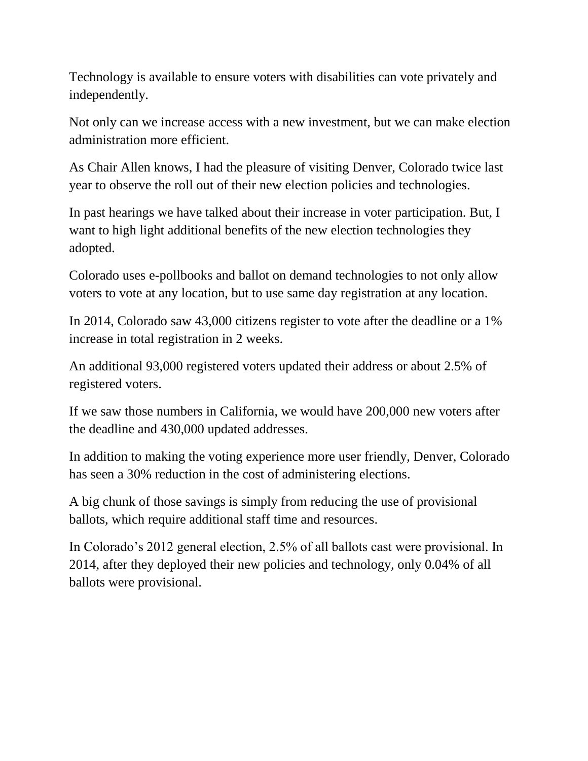Technology is available to ensure voters with disabilities can vote privately and independently.

Not only can we increase access with a new investment, but we can make election administration more efficient.

As Chair Allen knows, I had the pleasure of visiting Denver, Colorado twice last year to observe the roll out of their new election policies and technologies.

In past hearings we have talked about their increase in voter participation. But, I want to high light additional benefits of the new election technologies they adopted.

Colorado uses e-pollbooks and ballot on demand technologies to not only allow voters to vote at any location, but to use same day registration at any location.

In 2014, Colorado saw 43,000 citizens register to vote after the deadline or a 1% increase in total registration in 2 weeks.

An additional 93,000 registered voters updated their address or about 2.5% of registered voters.

If we saw those numbers in California, we would have 200,000 new voters after the deadline and 430,000 updated addresses.

In addition to making the voting experience more user friendly, Denver, Colorado has seen a 30% reduction in the cost of administering elections.

A big chunk of those savings is simply from reducing the use of provisional ballots, which require additional staff time and resources.

In Colorado's 2012 general election, 2.5% of all ballots cast were provisional. In 2014, after they deployed their new policies and technology, only 0.04% of all ballots were provisional.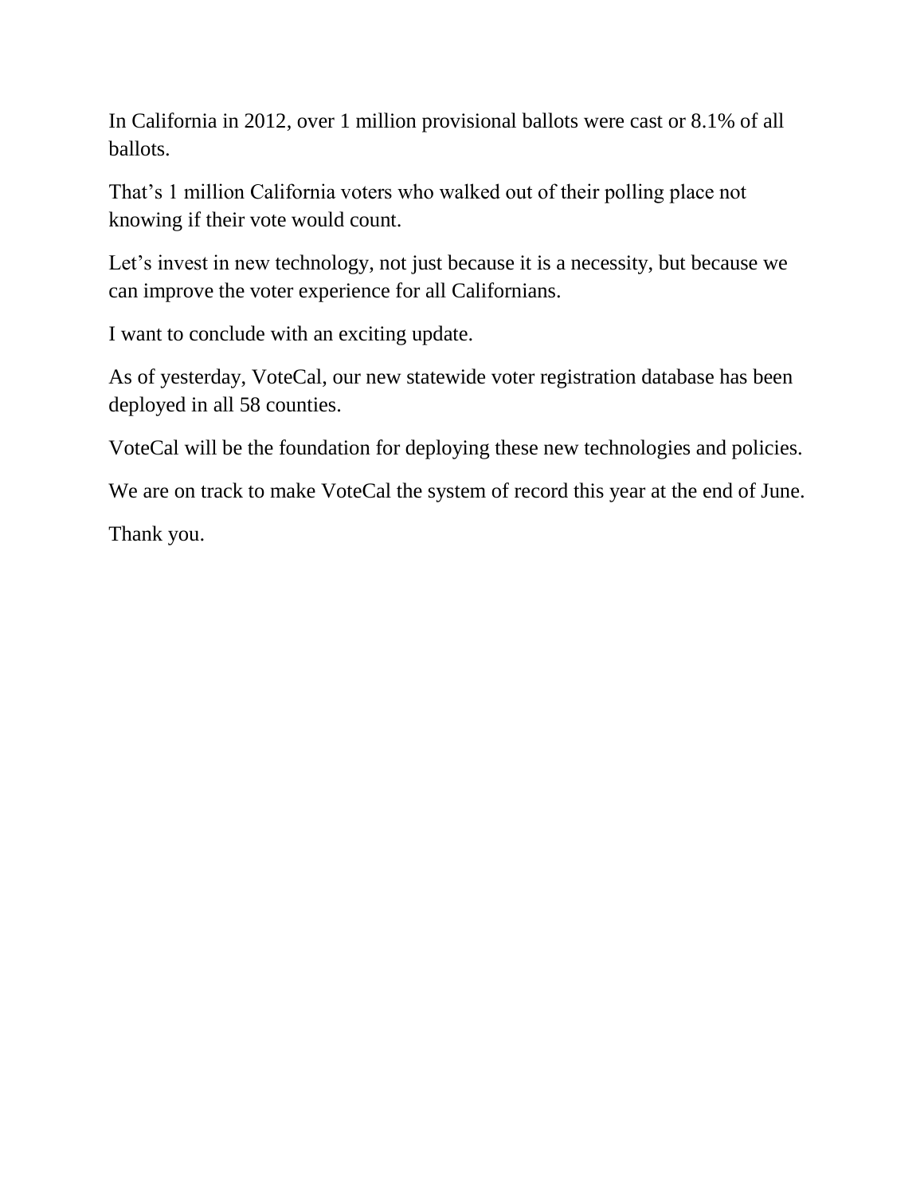In California in 2012, over 1 million provisional ballots were cast or 8.1% of all ballots.

That's 1 million California voters who walked out of their polling place not knowing if their vote would count.

Let's invest in new technology, not just because it is a necessity, but because we can improve the voter experience for all Californians.

I want to conclude with an exciting update.

As of yesterday, VoteCal, our new statewide voter registration database has been deployed in all 58 counties.

VoteCal will be the foundation for deploying these new technologies and policies.

We are on track to make VoteCal the system of record this year at the end of June.

Thank you.